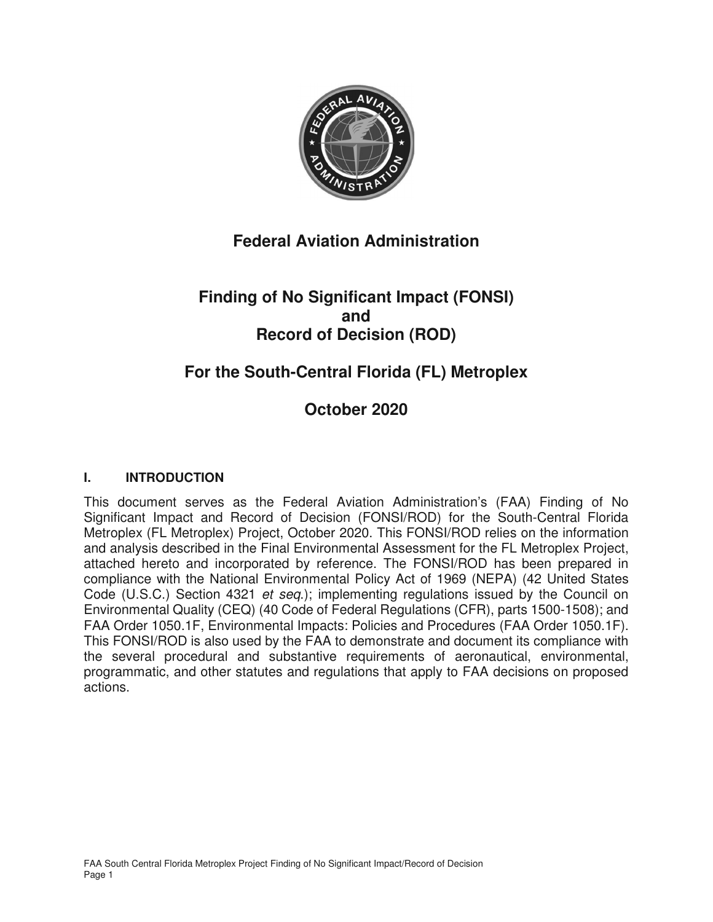# Federal Aviation Administration

# Finding of No Significant Impact (FONSI) and Record of Decision (ROD)

# For the South-Central Florida (FL) Metroplex

# October 2020

## I. INTRODUCTION

This document serves as the Federal Aviation Administration's (FAA) Finding of No Significant Impact and Record of Decision (FONSI/ROD) for the South-Central Florida Metroplex (FL Metroplex) Project, October 2020. This FONSI/ROD relies on the information and analysis described in the Final Environmental Assessment for the FL Metroplex Project, attached hereto and incorporated by reference. The FONSI/ROD has been prepared in compliance with the National Environmental Policy Act of 1969 (NEPA) (42 United States Code (U.S.C.) Section 4321 *et seq.*); implementing regulations issued by the Council on Environmental Quality (CEQ) (40 Code of Federal Regulations (CFR), parts 1500-1508); and FAA Order 1050.1F, Environmental Impacts: Policies and Procedures (FAA Order 1050.1F). This FONSI/ROD is also used by the FAA to demonstrate and document its compliance with the several procedural and substantive requirements of aeronautical, environmental, programmatic, and other statutes and regulations that apply to FAA decisions on proposed actions.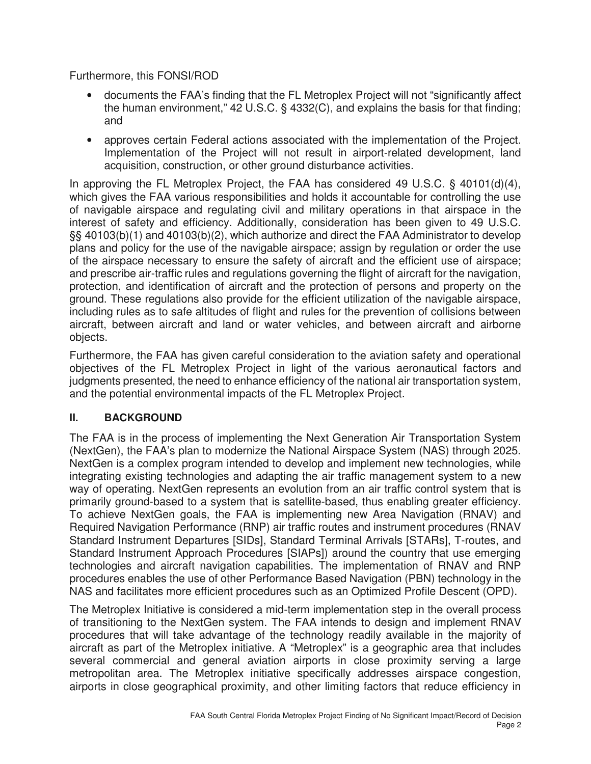Furthermore, this FONSI/ROD

- documents the FAA's finding that the FL Metroplex Project will not "significantly affect the human environment," 42 U.S.C. § 4332(C), and explains the basis for that finding; and
- approves certain Federal actions associated with the implementation of the Project. Implementation of the Project will not result in airport-related development, land acquisition, construction, or other ground disturbance activities.

In approving the FL Metroplex Project, the FAA has considered 49 U.S.C. § 40101(d)(4), which gives the FAA various responsibilities and holds it accountable for controlling the use of navigable airspace and regulating civil and military operations in that airspace in the interest of safety and efficiency. Additionally, consideration has been given to 49 U.S.C. §§ 40103(b)(1) and 40103(b)(2), which authorize and direct the FAA Administrator to develop plans and policy for the use of the navigable airspace; assign by regulation or order the use of the airspace necessary to ensure the safety of aircraft and the efficient use of airspace; and prescribe air-traffic rules and regulations governing the flight of aircraft for the navigation, protection, and identification of aircraft and the protection of persons and property on the ground. These regulations also provide for the efficient utilization of the navigable airspace, including rules as to safe altitudes of flight and rules for the prevention of collisions between aircraft, between aircraft and land or water vehicles, and between aircraft and airborne objects.

Furthermore, the FAA has given careful consideration to the aviation safety and operational objectives of the FL Metroplex Project in light of the various aeronautical factors and judgments presented, the need to enhance efficiency of the national air transportation system, and the potential environmental impacts of the FL Metroplex Project.

## II. BACKGROUND

The FAA is in the process of implementing the Next Generation Air Transportation System (NextGen), the FAA's plan to modernize the National Airspace System (NAS) through 2025. NextGen is a complex program intended to develop and implement new technologies, while integrating existing technologies and adapting the air traffic management system to a new way of operating. NextGen represents an evolution from an air traffic control system that is primarily ground-based to a system that is satellite-based, thus enabling greater efficiency. To achieve NextGen goals, the FAA is implementing new Area Navigation (RNAV) and Required Navigation Performance (RNP) air traffic routes and instrument procedures (RNAV Standard Instrument Departures [SIDs], Standard Terminal Arrivals [STARs], T-routes, and Standard Instrument Approach Procedures [SIAPs]) around the country that use emerging technologies and aircraft navigation capabilities. The implementation of RNAV and RNP procedures enables the use of other Performance Based Navigation (PBN) technology in the NAS and facilitates more efficient procedures such as an Optimized Profile Descent (OPD).

The Metroplex Initiative is considered a mid-term implementation step in the overall process of transitioning to the NextGen system. The FAA intends to design and implement RNAV procedures that will take advantage of the technology readily available in the majority of aircraft as part of the Metroplex initiative. A "Metroplex" is a geographic area that includes several commercial and general aviation airports in close proximity serving a large metropolitan area. The Metroplex initiative specifically addresses airspace congestion, airports in close geographical proximity, and other limiting factors that reduce efficiency in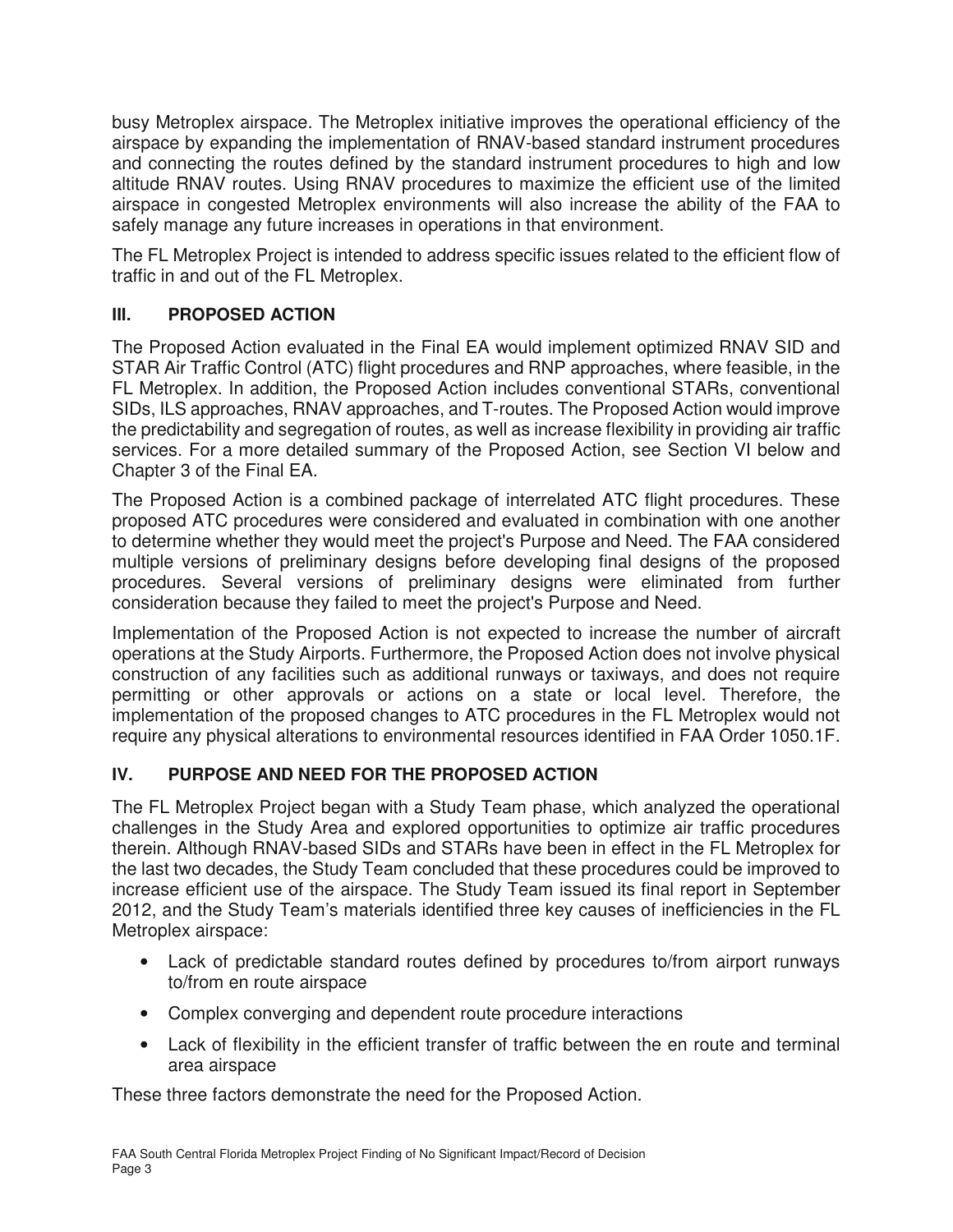busy Metroplex airspace. The Metroplex initiative improves the operational efficiency of the airspace by expanding the implementation of RNAV-based standard instrument procedures and connecting the routes defined by the standard instrument procedures to high and low altitude RNAV routes. Using RNAV procedures to maximize the efficient use of the limited airspace in congested Metroplex environments will also increase the ability of the FAA to safely manage any future increases in operations in that environment.

The FL Metroplex Project is intended to address specific issues related to the efficient flow of traffic in and out of the FL Metroplex.

## III. PROPOSED ACTION

The Proposed Action evaluated in the Final EA would implement optimized RNAV SID and STAR Air Traffic Control (ATC) flight procedures and RNP approaches, where feasible, in the FL Metroplex. In addition, the Proposed Action includes conventional STARs, conventional SIDs, ILS approaches, RNAV approaches, and T-routes. The Proposed Action would improve the predictability and segregation of routes, as well as increase flexibility in providing air traffic services. For a more detailed summary of the Proposed Action, see Section VI below and Chapter 3 of the Final EA.

The Proposed Action is a combined package of interrelated ATC flight procedures. These proposed ATC procedures were considered and evaluated in combination with one another to determine whether they would meet the project's Purpose and Need. The FAA considered multiple versions of preliminary designs before developing final designs of the proposed procedures. Several versions of preliminary designs were eliminated from further consideration because they failed to meet the project's Purpose and Need.

Implementation of the Proposed Action is not expected to increase the number of aircraft operations at the Study Airports. Furthermore, the Proposed Action does not involve physical construction of any facilities such as additional runways or taxiways, and does not require permitting or other approvals or actions on a state or local level. Therefore, the implementation of the proposed changes to ATC procedures in the FL Metroplex would not require any physical alterations to environmental resources identified in FAA Order 1050.1F.

## IV. PURPOSE AND NEED FOR THE PROPOSED ACTION

The FL Metroplex Project began with a Study Team phase, which analyzed the operational challenges in the Study Area and explored opportunities to optimize air traffic procedures therein. Although RNAV-based SIDs and STARs have been in effect in the FL Metroplex for the last two decades, the Study Team concluded that these procedures could be improved to increase efficient use of the airspace. The Study Team issued its final report in September 2012, and the Study Team's materials identified three key causes of inefficiencies in the FL Metroplex airspace:

- Lack of predictable standard routes defined by procedures to/from airport runways to/from en route airspace
- Complex converging and dependent route procedure interactions
- Lack of flexibility in the efficient transfer of traffic between the en route and terminal area airspace

These three factors demonstrate the need for the Proposed Action.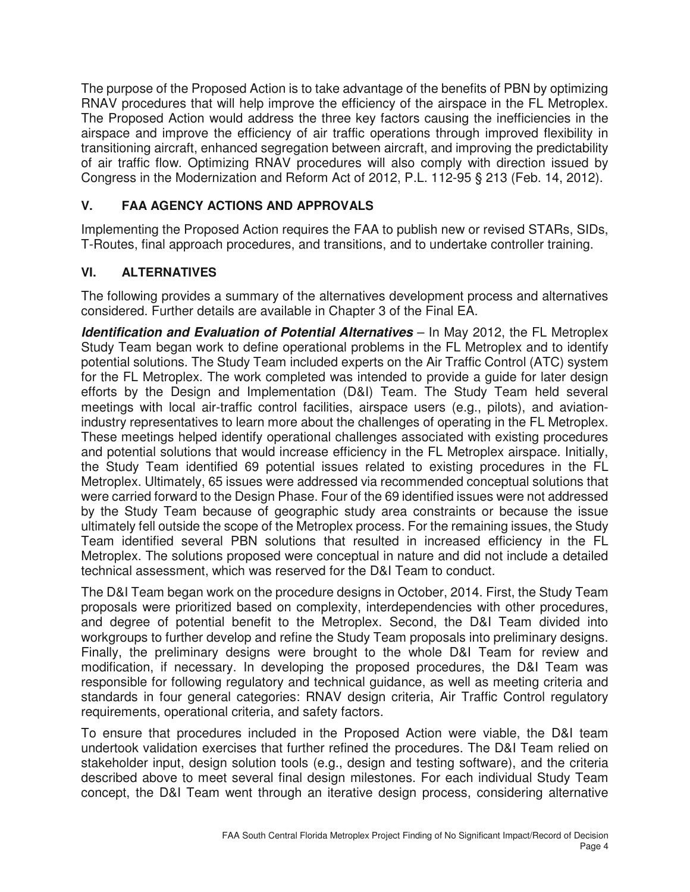The purpose of the Proposed Action is to take advantage of the benefits of PBN by optimizing RNAV procedures that will help improve the efficiency of the airspace in the FL Metroplex. The Proposed Action would address the three key factors causing the inefficiencies in the airspace and improve the efficiency of air traffic operations through improved flexibility in transitioning aircraft, enhanced segregation between aircraft, and improving the predictability of air traffic flow. Optimizing RNAV procedures will also comply with direction issued by Congress in the Modernization and Reform Act of 2012, P.L. 112-95 § 213 (Feb. 14, 2012).

## V. FAA AGENCY ACTIONS AND APPROVALS

Implementing the Proposed Action requires the FAA to publish new or revised STARs, SIDs, T-Routes, final approach procedures, and transitions, and to undertake controller training.

## VI. ALTERNATIVES

The following provides a summary of the alternatives development process and alternatives considered. Further details are available in Chapter 3 of the Final EA.

***Identification and Evaluation of Potential Alternatives*** – In May 2012, the FL Metroplex Study Team began work to define operational problems in the FL Metroplex and to identify potential solutions. The Study Team included experts on the Air Traffic Control (ATC) system for the FL Metroplex. The work completed was intended to provide a guide for later design efforts by the Design and Implementation (D&I) Team. The Study Team held several meetings with local air-traffic control facilities, airspace users (e.g., pilots), and aviation-industry representatives to learn more about the challenges of operating in the FL Metroplex. These meetings helped identify operational challenges associated with existing procedures and potential solutions that would increase efficiency in the FL Metroplex airspace. Initially, the Study Team identified 69 potential issues related to existing procedures in the FL Metroplex. Ultimately, 65 issues were addressed via recommended conceptual solutions that were carried forward to the Design Phase. Four of the 69 identified issues were not addressed by the Study Team because of geographic study area constraints or because the issue ultimately fell outside the scope of the Metroplex process. For the remaining issues, the Study Team identified several PBN solutions that resulted in increased efficiency in the FL Metroplex. The solutions proposed were conceptual in nature and did not include a detailed technical assessment, which was reserved for the D&I Team to conduct.

The D&I Team began work on the procedure designs in October, 2014. First, the Study Team proposals were prioritized based on complexity, interdependencies with other procedures, and degree of potential benefit to the Metroplex. Second, the D&I Team divided into workgroups to further develop and refine the Study Team proposals into preliminary designs. Finally, the preliminary designs were brought to the whole D&I Team for review and modification, if necessary. In developing the proposed procedures, the D&I Team was responsible for following regulatory and technical guidance, as well as meeting criteria and standards in four general categories: RNAV design criteria, Air Traffic Control regulatory requirements, operational criteria, and safety factors.

To ensure that procedures included in the Proposed Action were viable, the D&I team undertook validation exercises that further refined the procedures. The D&I Team relied on stakeholder input, design solution tools (e.g., design and testing software), and the criteria described above to meet several final design milestones. For each individual Study Team concept, the D&I Team went through an iterative design process, considering alternative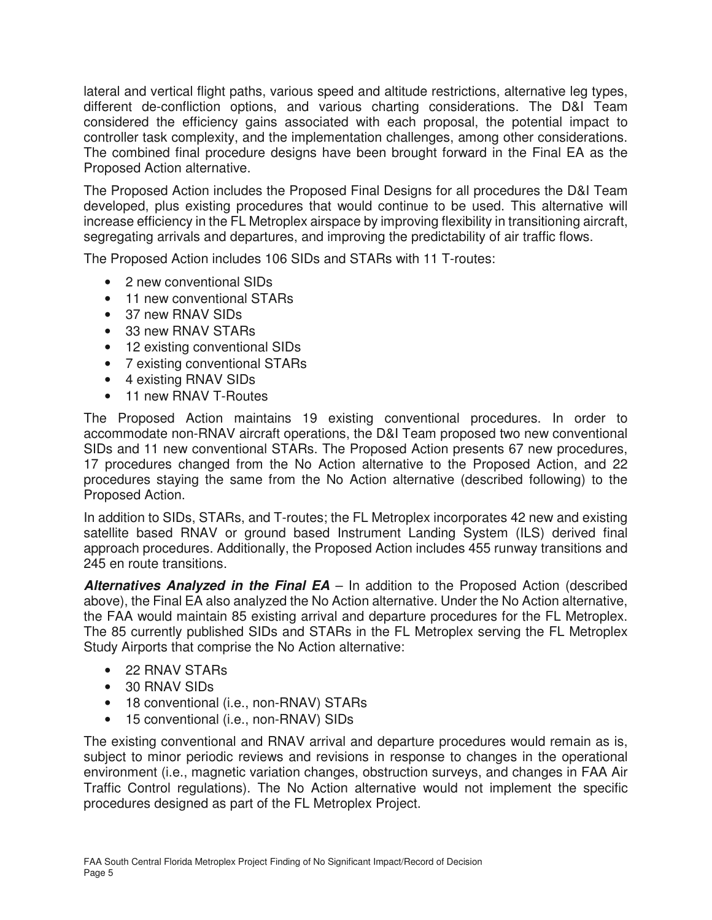lateral and vertical flight paths, various speed and altitude restrictions, alternative leg types, different de-confliction options, and various charting considerations. The D&I Team considered the efficiency gains associated with each proposal, the potential impact to controller task complexity, and the implementation challenges, among other considerations. The combined final procedure designs have been brought forward in the Final EA as the Proposed Action alternative.

The Proposed Action includes the Proposed Final Designs for all procedures the D&I Team developed, plus existing procedures that would continue to be used. This alternative will increase efficiency in the FL Metroplex airspace by improving flexibility in transitioning aircraft, segregating arrivals and departures, and improving the predictability of air traffic flows.

The Proposed Action includes 106 SIDs and STARs with 11 T-routes:

- 2 new conventional SIDs
- 11 new conventional STARs
- 37 new RNAV SIDs
- 33 new RNAV STARs
- 12 existing conventional SIDs
- 7 existing conventional STARs
- 4 existing RNAV SIDs
- 11 new RNAV T-Routes

The Proposed Action maintains 19 existing conventional procedures. In order to accommodate non-RNAV aircraft operations, the D&I Team proposed two new conventional SIDs and 11 new conventional STARs. The Proposed Action presents 67 new procedures, 17 procedures changed from the No Action alternative to the Proposed Action, and 22 procedures staying the same from the No Action alternative (described following) to the Proposed Action.

In addition to SIDs, STARs, and T-routes; the FL Metroplex incorporates 42 new and existing satellite based RNAV or ground based Instrument Landing System (ILS) derived final approach procedures. Additionally, the Proposed Action includes 455 runway transitions and 245 en route transitions.

***Alternatives Analyzed in the Final EA*** – In addition to the Proposed Action (described above), the Final EA also analyzed the No Action alternative. Under the No Action alternative, the FAA would maintain 85 existing arrival and departure procedures for the FL Metroplex. The 85 currently published SIDs and STARs in the FL Metroplex serving the FL Metroplex Study Airports that comprise the No Action alternative:

- 22 RNAV STARs
- 30 RNAV SIDs
- 18 conventional (i.e., non-RNAV) STARs
- 15 conventional (i.e., non-RNAV) SIDs

The existing conventional and RNAV arrival and departure procedures would remain as is, subject to minor periodic reviews and revisions in response to changes in the operational environment (i.e., magnetic variation changes, obstruction surveys, and changes in FAA Air Traffic Control regulations). The No Action alternative would not implement the specific procedures designed as part of the FL Metroplex Project.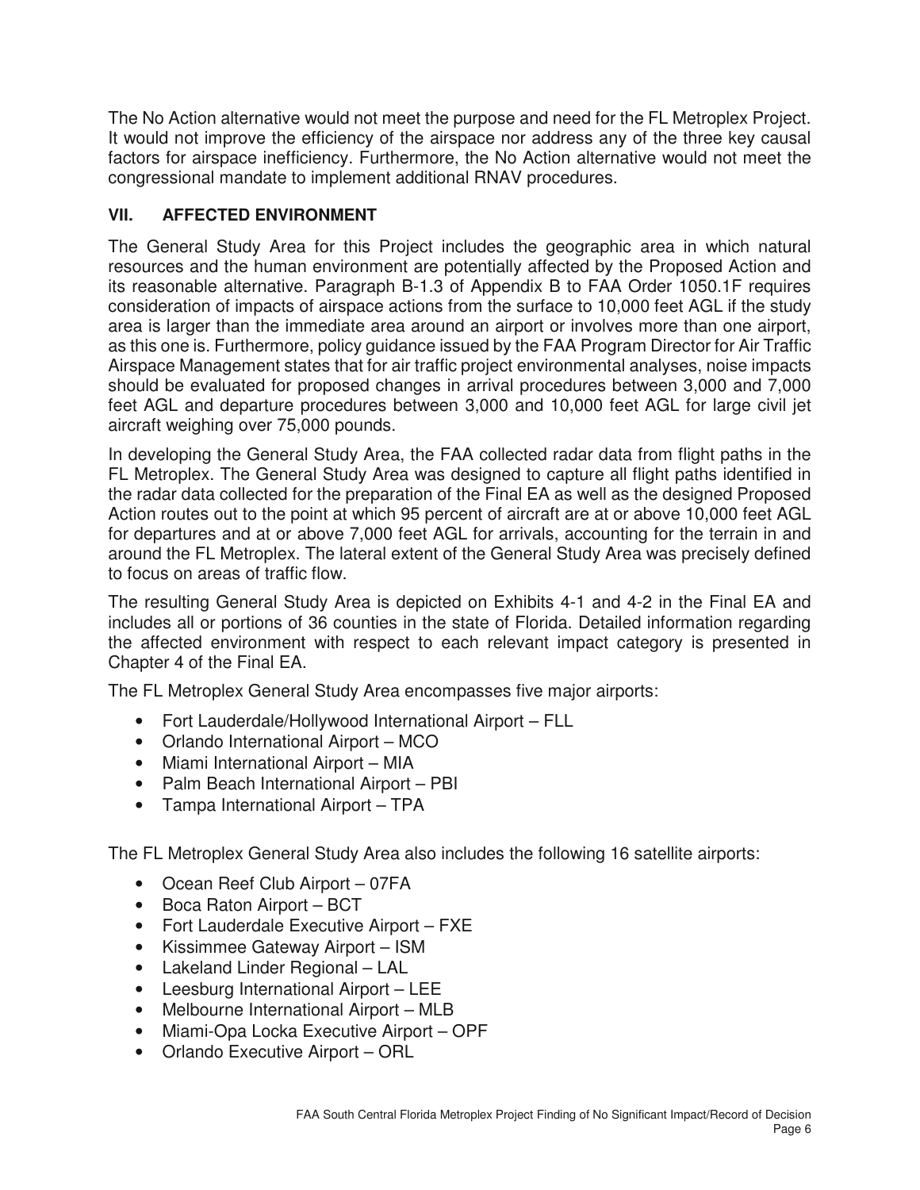The No Action alternative would not meet the purpose and need for the FL Metroplex Project. It would not improve the efficiency of the airspace nor address any of the three key causal factors for airspace inefficiency. Furthermore, the No Action alternative would not meet the congressional mandate to implement additional RNAV procedures.

## VII. AFFECTED ENVIRONMENT

The General Study Area for this Project includes the geographic area in which natural resources and the human environment are potentially affected by the Proposed Action and its reasonable alternative. Paragraph B-1.3 of Appendix B to FAA Order 1050.1F requires consideration of impacts of airspace actions from the surface to 10,000 feet AGL if the study area is larger than the immediate area around an airport or involves more than one airport, as this one is. Furthermore, policy guidance issued by the FAA Program Director for Air Traffic Airspace Management states that for air traffic project environmental analyses, noise impacts should be evaluated for proposed changes in arrival procedures between 3,000 and 7,000 feet AGL and departure procedures between 3,000 and 10,000 feet AGL for large civil jet aircraft weighing over 75,000 pounds.

In developing the General Study Area, the FAA collected radar data from flight paths in the FL Metroplex. The General Study Area was designed to capture all flight paths identified in the radar data collected for the preparation of the Final EA as well as the designed Proposed Action routes out to the point at which 95 percent of aircraft are at or above 10,000 feet AGL for departures and at or above 7,000 feet AGL for arrivals, accounting for the terrain in and around the FL Metroplex. The lateral extent of the General Study Area was precisely defined to focus on areas of traffic flow.

The resulting General Study Area is depicted on Exhibits 4-1 and 4-2 in the Final EA and includes all or portions of 36 counties in the state of Florida. Detailed information regarding the affected environment with respect to each relevant impact category is presented in Chapter 4 of the Final EA.

The FL Metroplex General Study Area encompasses five major airports:

- Fort Lauderdale/Hollywood International Airport – FLL
- Orlando International Airport – MCO
- Miami International Airport – MIA
- Palm Beach International Airport – PBI
- Tampa International Airport – TPA

The FL Metroplex General Study Area also includes the following 16 satellite airports:

- Ocean Reef Club Airport – 07FA
- Boca Raton Airport – BCT
- Fort Lauderdale Executive Airport – FXE
- Kissimmee Gateway Airport – ISM
- Lakeland Linder Regional – LAL
- Leesburg International Airport – LEE
- Melbourne International Airport – MLB
- Miami-Opa Locka Executive Airport – OPF
- Orlando Executive Airport – ORL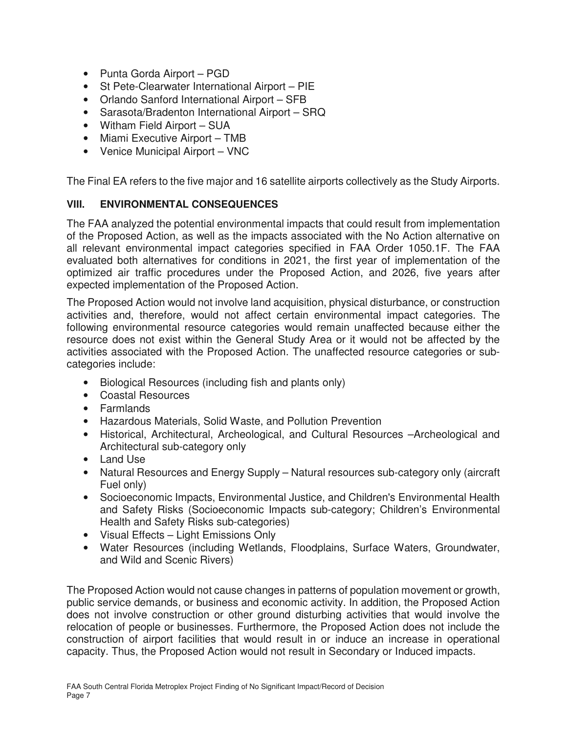- Punta Gorda Airport – PGD
- St Pete-Clearwater International Airport – PIE
- Orlando Sanford International Airport – SFB
- Sarasota/Bradenton International Airport – SRQ
- Witham Field Airport – SUA
- Miami Executive Airport – TMB
- Venice Municipal Airport – VNC

The Final EA refers to the five major and 16 satellite airports collectively as the Study Airports.

## VIII. ENVIRONMENTAL CONSEQUENCES

The FAA analyzed the potential environmental impacts that could result from implementation of the Proposed Action, as well as the impacts associated with the No Action alternative on all relevant environmental impact categories specified in FAA Order 1050.1F. The FAA evaluated both alternatives for conditions in 2021, the first year of implementation of the optimized air traffic procedures under the Proposed Action, and 2026, five years after expected implementation of the Proposed Action.

The Proposed Action would not involve land acquisition, physical disturbance, or construction activities and, therefore, would not affect certain environmental impact categories. The following environmental resource categories would remain unaffected because either the resource does not exist within the General Study Area or it would not be affected by the activities associated with the Proposed Action. The unaffected resource categories or sub-categories include:

- Biological Resources (including fish and plants only)
- Coastal Resources
- Farmlands
- Hazardous Materials, Solid Waste, and Pollution Prevention
- Historical, Architectural, Archeological, and Cultural Resources –Archeological and Architectural sub-category only
- Land Use
- Natural Resources and Energy Supply – Natural resources sub-category only (aircraft Fuel only)
- Socioeconomic Impacts, Environmental Justice, and Children's Environmental Health and Safety Risks (Socioeconomic Impacts sub-category; Children's Environmental Health and Safety Risks sub-categories)
- Visual Effects – Light Emissions Only
- Water Resources (including Wetlands, Floodplains, Surface Waters, Groundwater, and Wild and Scenic Rivers)

The Proposed Action would not cause changes in patterns of population movement or growth, public service demands, or business and economic activity. In addition, the Proposed Action does not involve construction or other ground disturbing activities that would involve the relocation of people or businesses. Furthermore, the Proposed Action does not include the construction of airport facilities that would result in or induce an increase in operational capacity. Thus, the Proposed Action would not result in Secondary or Induced impacts.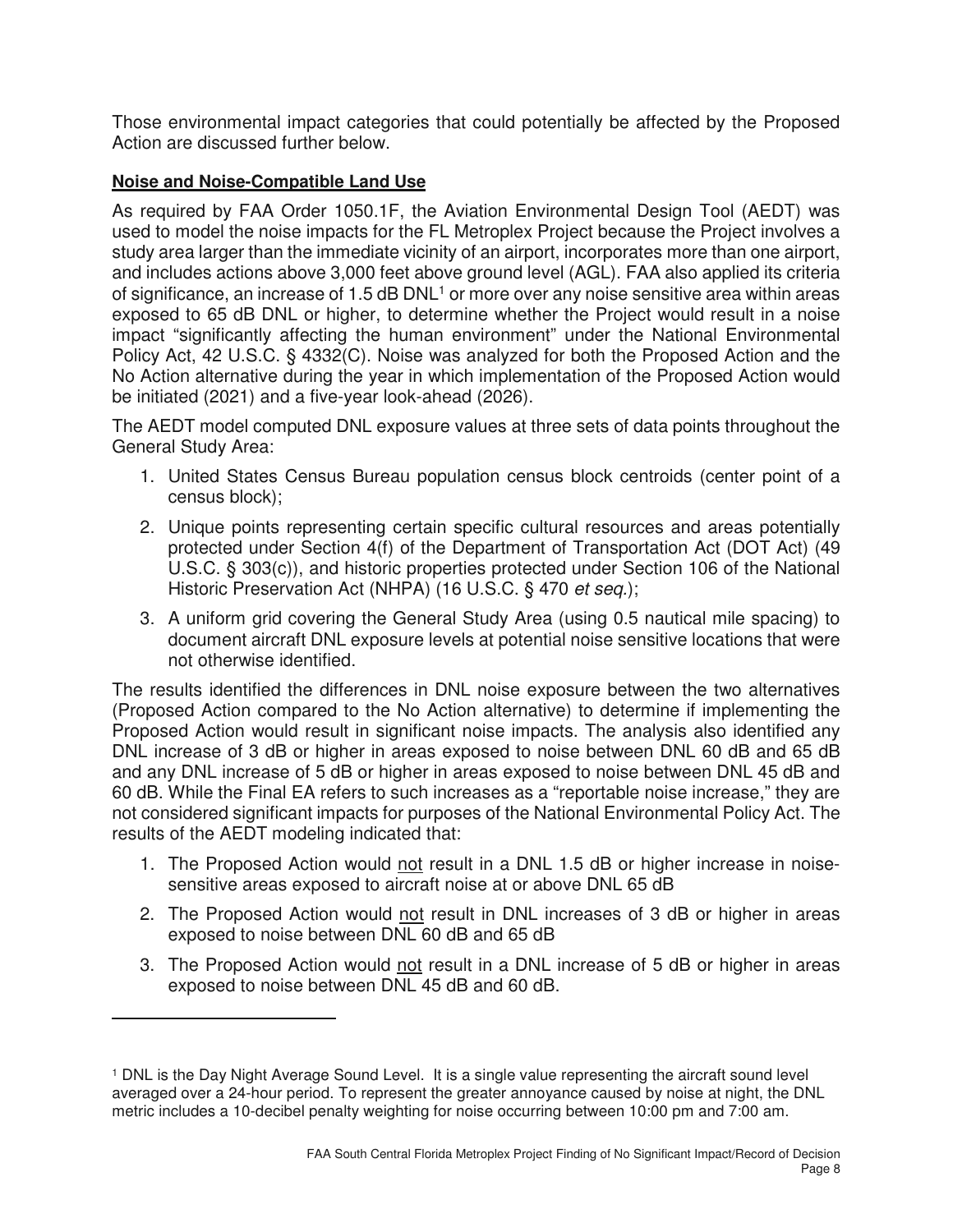Those environmental impact categories that could potentially be affected by the Proposed Action are discussed further below.

**Noise and Noise-Compatible Land Use**

As required by FAA Order 1050.1F, the Aviation Environmental Design Tool (AEDT) was used to model the noise impacts for the FL Metroplex Project because the Project involves a study area larger than the immediate vicinity of an airport, incorporates more than one airport, and includes actions above 3,000 feet above ground level (AGL). FAA also applied its criteria of significance, an increase of 1.5 dB DNL[1] or more over any noise sensitive area within areas exposed to 65 dB DNL or higher, to determine whether the Project would result in a noise impact "significantly affecting the human environment" under the National Environmental Policy Act, 42 U.S.C. § 4332(C). Noise was analyzed for both the Proposed Action and the No Action alternative during the year in which implementation of the Proposed Action would be initiated (2021) and a five-year look-ahead (2026).

The AEDT model computed DNL exposure values at three sets of data points throughout the General Study Area:

1. United States Census Bureau population census block centroids (center point of a census block);
2. Unique points representing certain specific cultural resources and areas potentially protected under Section 4(f) of the Department of Transportation Act (DOT Act) (49 U.S.C. § 303(c)), and historic properties protected under Section 106 of the National Historic Preservation Act (NHPA) (16 U.S.C. § 470 *et seq.*);
3. A uniform grid covering the General Study Area (using 0.5 nautical mile spacing) to document aircraft DNL exposure levels at potential noise sensitive locations that were not otherwise identified.

The results identified the differences in DNL noise exposure between the two alternatives (Proposed Action compared to the No Action alternative) to determine if implementing the Proposed Action would result in significant noise impacts. The analysis also identified any DNL increase of 3 dB or higher in areas exposed to noise between DNL 60 dB and 65 dB and any DNL increase of 5 dB or higher in areas exposed to noise between DNL 45 dB and 60 dB. While the Final EA refers to such increases as a "reportable noise increase," they are not considered significant impacts for purposes of the National Environmental Policy Act. The results of the AEDT modeling indicated that:

1. The Proposed Action would <u>not</u> result in a DNL 1.5 dB or higher increase in noise-sensitive areas exposed to aircraft noise at or above DNL 65 dB
2. The Proposed Action would <u>not</u> result in DNL increases of 3 dB or higher in areas exposed to noise between DNL 60 dB and 65 dB
3. The Proposed Action would <u>not</u> result in a DNL increase of 5 dB or higher in areas exposed to noise between DNL 45 dB and 60 dB.

---

[1] DNL is the Day Night Average Sound Level. It is a single value representing the aircraft sound level averaged over a 24-hour period. To represent the greater annoyance caused by noise at night, the DNL metric includes a 10-decibel penalty weighting for noise occurring between 10:00 pm and 7:00 am.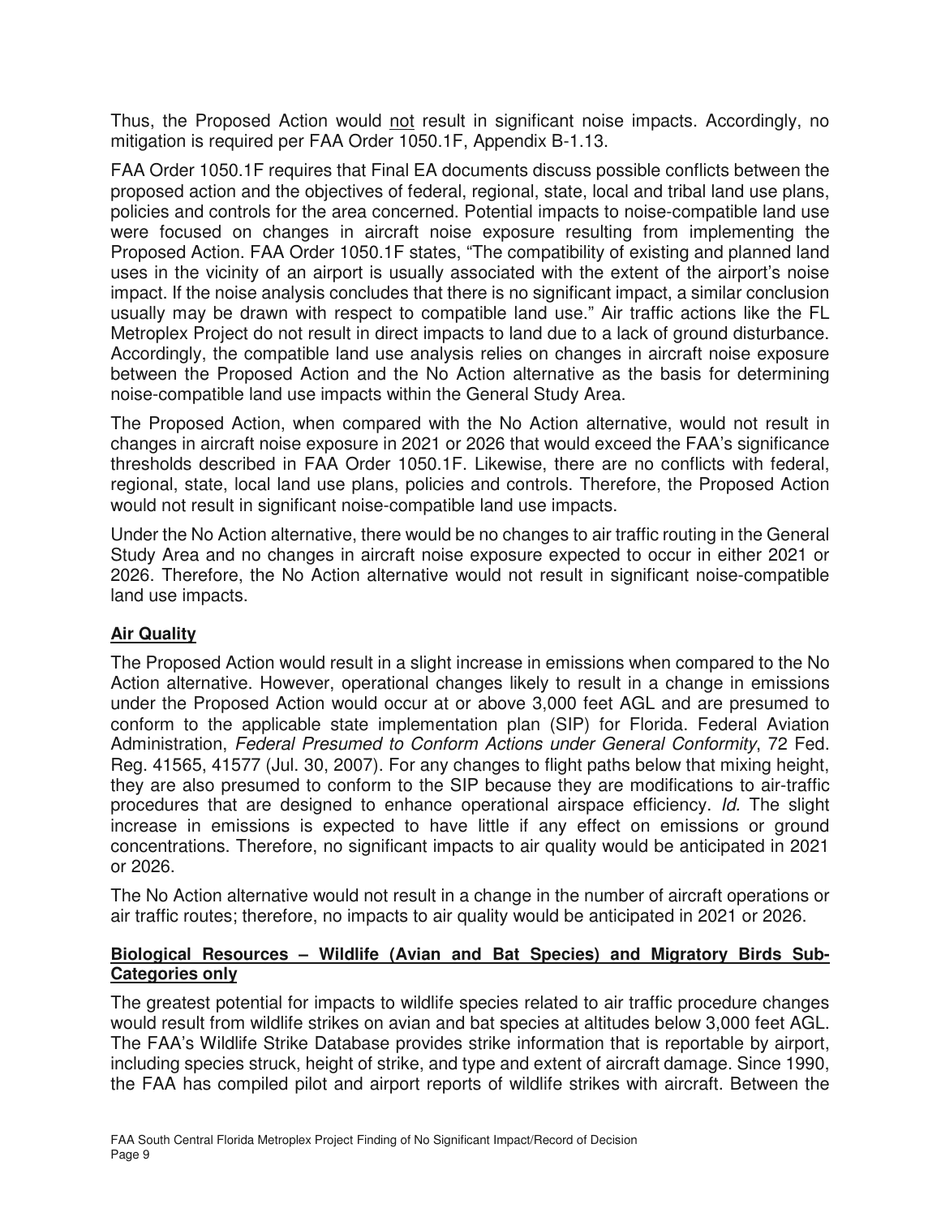Thus, the Proposed Action would not result in significant noise impacts. Accordingly, no mitigation is required per FAA Order 1050.1F, Appendix B-1.13.

FAA Order 1050.1F requires that Final EA documents discuss possible conflicts between the proposed action and the objectives of federal, regional, state, local and tribal land use plans, policies and controls for the area concerned. Potential impacts to noise-compatible land use were focused on changes in aircraft noise exposure resulting from implementing the Proposed Action. FAA Order 1050.1F states, "The compatibility of existing and planned land uses in the vicinity of an airport is usually associated with the extent of the airport's noise impact. If the noise analysis concludes that there is no significant impact, a similar conclusion usually may be drawn with respect to compatible land use." Air traffic actions like the FL Metroplex Project do not result in direct impacts to land due to a lack of ground disturbance. Accordingly, the compatible land use analysis relies on changes in aircraft noise exposure between the Proposed Action and the No Action alternative as the basis for determining noise-compatible land use impacts within the General Study Area.

The Proposed Action, when compared with the No Action alternative, would not result in changes in aircraft noise exposure in 2021 or 2026 that would exceed the FAA's significance thresholds described in FAA Order 1050.1F. Likewise, there are no conflicts with federal, regional, state, local land use plans, policies and controls. Therefore, the Proposed Action would not result in significant noise-compatible land use impacts.

Under the No Action alternative, there would be no changes to air traffic routing in the General Study Area and no changes in aircraft noise exposure expected to occur in either 2021 or 2026. Therefore, the No Action alternative would not result in significant noise-compatible land use impacts.

**Air Quality**

The Proposed Action would result in a slight increase in emissions when compared to the No Action alternative. However, operational changes likely to result in a change in emissions under the Proposed Action would occur at or above 3,000 feet AGL and are presumed to conform to the applicable state implementation plan (SIP) for Florida. Federal Aviation Administration, *Federal Presumed to Conform Actions under General Conformity*, 72 Fed. Reg. 41565, 41577 (Jul. 30, 2007). For any changes to flight paths below that mixing height, they are also presumed to conform to the SIP because they are modifications to air-traffic procedures that are designed to enhance operational airspace efficiency. *Id.* The slight increase in emissions is expected to have little if any effect on emissions or ground concentrations. Therefore, no significant impacts to air quality would be anticipated in 2021 or 2026.

The No Action alternative would not result in a change in the number of aircraft operations or air traffic routes; therefore, no impacts to air quality would be anticipated in 2021 or 2026.

**Biological Resources – Wildlife (Avian and Bat Species) and Migratory Birds Sub-Categories only**

The greatest potential for impacts to wildlife species related to air traffic procedure changes would result from wildlife strikes on avian and bat species at altitudes below 3,000 feet AGL. The FAA's Wildlife Strike Database provides strike information that is reportable by airport, including species struck, height of strike, and type and extent of aircraft damage. Since 1990, the FAA has compiled pilot and airport reports of wildlife strikes with aircraft. Between the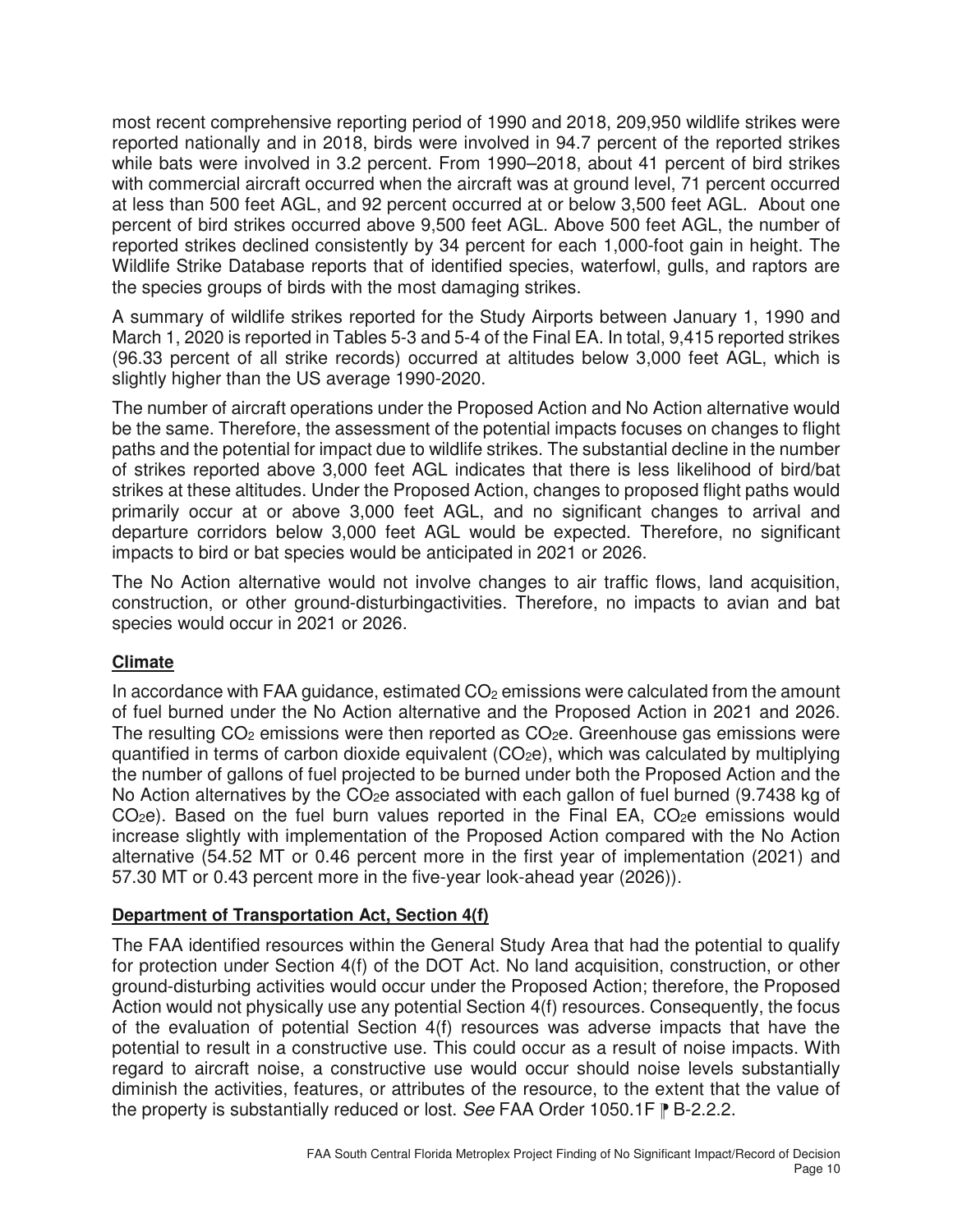most recent comprehensive reporting period of 1990 and 2018, 209,950 wildlife strikes were reported nationally and in 2018, birds were involved in 94.7 percent of the reported strikes while bats were involved in 3.2 percent. From 1990–2018, about 41 percent of bird strikes with commercial aircraft occurred when the aircraft was at ground level, 71 percent occurred at less than 500 feet AGL, and 92 percent occurred at or below 3,500 feet AGL. About one percent of bird strikes occurred above 9,500 feet AGL. Above 500 feet AGL, the number of reported strikes declined consistently by 34 percent for each 1,000-foot gain in height. The Wildlife Strike Database reports that of identified species, waterfowl, gulls, and raptors are the species groups of birds with the most damaging strikes.

A summary of wildlife strikes reported for the Study Airports between January 1, 1990 and March 1, 2020 is reported in Tables 5-3 and 5-4 of the Final EA. In total, 9,415 reported strikes (96.33 percent of all strike records) occurred at altitudes below 3,000 feet AGL, which is slightly higher than the US average 1990-2020.

The number of aircraft operations under the Proposed Action and No Action alternative would be the same. Therefore, the assessment of the potential impacts focuses on changes to flight paths and the potential for impact due to wildlife strikes. The substantial decline in the number of strikes reported above 3,000 feet AGL indicates that there is less likelihood of bird/bat strikes at these altitudes. Under the Proposed Action, changes to proposed flight paths would primarily occur at or above 3,000 feet AGL, and no significant changes to arrival and departure corridors below 3,000 feet AGL would be expected. Therefore, no significant impacts to bird or bat species would be anticipated in 2021 or 2026.

The No Action alternative would not involve changes to air traffic flows, land acquisition, construction, or other ground-disturbingactivities. Therefore, no impacts to avian and bat species would occur in 2021 or 2026.

**Climate**

In accordance with FAA guidance, estimated $CO_2$ emissions were calculated from the amount of fuel burned under the No Action alternative and the Proposed Action in 2021 and 2026. The resulting $CO_2$ emissions were then reported as $CO_2e$. Greenhouse gas emissions were quantified in terms of carbon dioxide equivalent ($CO_2e$), which was calculated by multiplying the number of gallons of fuel projected to be burned under both the Proposed Action and the No Action alternatives by the $CO_2e$ associated with each gallon of fuel burned (9.7438 kg of $CO_2e$). Based on the fuel burn values reported in the Final EA, $CO_2e$ emissions would increase slightly with implementation of the Proposed Action compared with the No Action alternative (54.52 MT or 0.46 percent more in the first year of implementation (2021) and 57.30 MT or 0.43 percent more in the five-year look-ahead year (2026)).

**Department of Transportation Act, Section 4(f)**

The FAA identified resources within the General Study Area that had the potential to qualify for protection under Section 4(f) of the DOT Act. No land acquisition, construction, or other ground-disturbing activities would occur under the Proposed Action; therefore, the Proposed Action would not physically use any potential Section 4(f) resources. Consequently, the focus of the evaluation of potential Section 4(f) resources was adverse impacts that have the potential to result in a constructive use. This could occur as a result of noise impacts. With regard to aircraft noise, a constructive use would occur should noise levels substantially diminish the activities, features, or attributes of the resource, to the extent that the value of the property is substantially reduced or lost. *See* FAA Order 1050.1F ¶ B-2.2.2.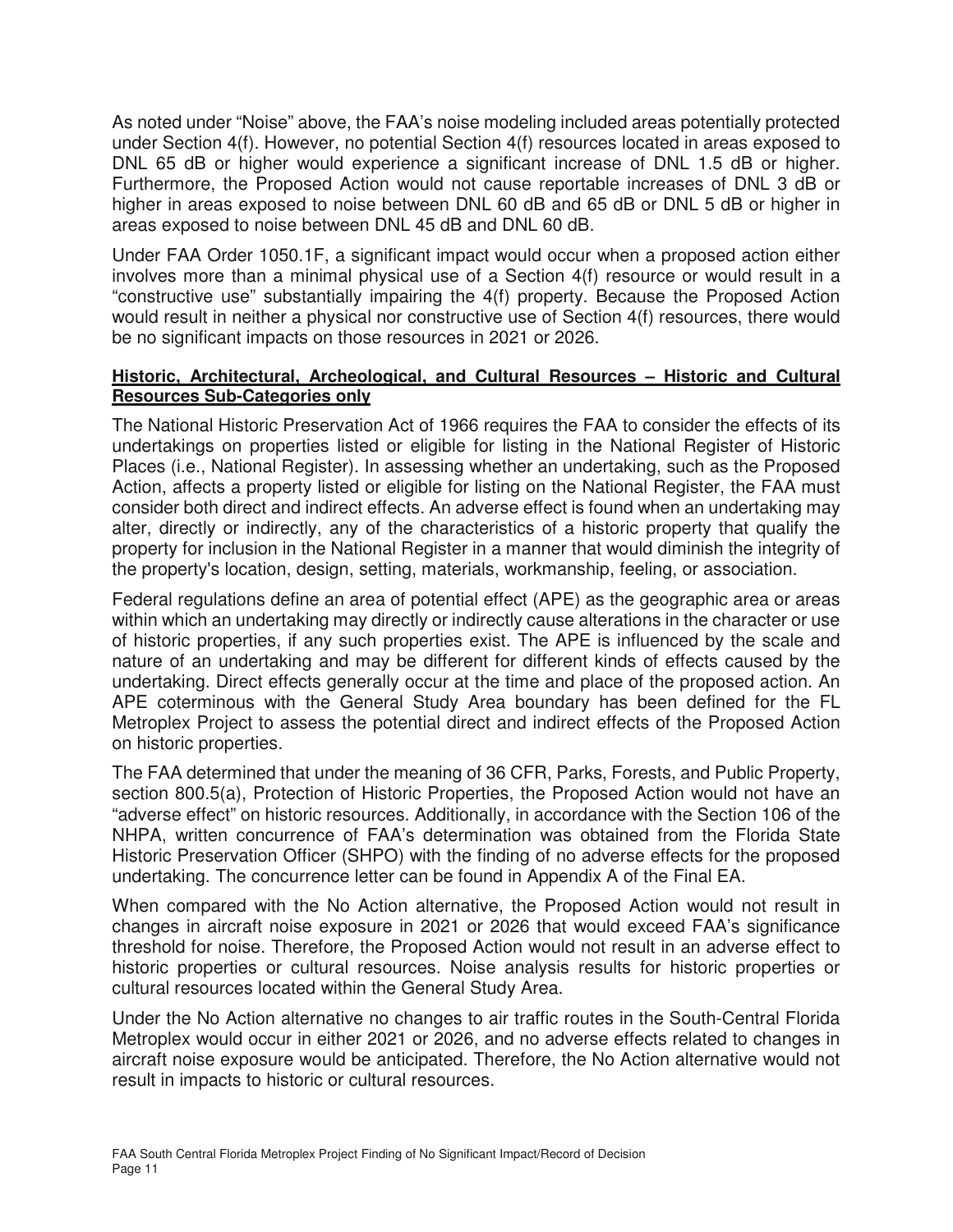As noted under "Noise" above, the FAA's noise modeling included areas potentially protected under Section 4(f). However, no potential Section 4(f) resources located in areas exposed to DNL 65 dB or higher would experience a significant increase of DNL 1.5 dB or higher. Furthermore, the Proposed Action would not cause reportable increases of DNL 3 dB or higher in areas exposed to noise between DNL 60 dB and 65 dB or DNL 5 dB or higher in areas exposed to noise between DNL 45 dB and DNL 60 dB.

Under FAA Order 1050.1F, a significant impact would occur when a proposed action either involves more than a minimal physical use of a Section 4(f) resource or would result in a "constructive use" substantially impairing the 4(f) property. Because the Proposed Action would result in neither a physical nor constructive use of Section 4(f) resources, there would be no significant impacts on those resources in 2021 or 2026.

**<u>Historic, Architectural, Archeological, and Cultural Resources – Historic and Cultural Resources Sub-Categories only</u>**

The National Historic Preservation Act of 1966 requires the FAA to consider the effects of its undertakings on properties listed or eligible for listing in the National Register of Historic Places (i.e., National Register). In assessing whether an undertaking, such as the Proposed Action, affects a property listed or eligible for listing on the National Register, the FAA must consider both direct and indirect effects. An adverse effect is found when an undertaking may alter, directly or indirectly, any of the characteristics of a historic property that qualify the property for inclusion in the National Register in a manner that would diminish the integrity of the property's location, design, setting, materials, workmanship, feeling, or association.

Federal regulations define an area of potential effect (APE) as the geographic area or areas within which an undertaking may directly or indirectly cause alterations in the character or use of historic properties, if any such properties exist. The APE is influenced by the scale and nature of an undertaking and may be different for different kinds of effects caused by the undertaking. Direct effects generally occur at the time and place of the proposed action. An APE coterminous with the General Study Area boundary has been defined for the FL Metroplex Project to assess the potential direct and indirect effects of the Proposed Action on historic properties.

The FAA determined that under the meaning of 36 CFR, Parks, Forests, and Public Property, section 800.5(a), Protection of Historic Properties, the Proposed Action would not have an "adverse effect" on historic resources. Additionally, in accordance with the Section 106 of the NHPA, written concurrence of FAA's determination was obtained from the Florida State Historic Preservation Officer (SHPO) with the finding of no adverse effects for the proposed undertaking. The concurrence letter can be found in Appendix A of the Final EA.

When compared with the No Action alternative, the Proposed Action would not result in changes in aircraft noise exposure in 2021 or 2026 that would exceed FAA's significance threshold for noise. Therefore, the Proposed Action would not result in an adverse effect to historic properties or cultural resources. Noise analysis results for historic properties or cultural resources located within the General Study Area.

Under the No Action alternative no changes to air traffic routes in the South-Central Florida Metroplex would occur in either 2021 or 2026, and no adverse effects related to changes in aircraft noise exposure would be anticipated. Therefore, the No Action alternative would not result in impacts to historic or cultural resources.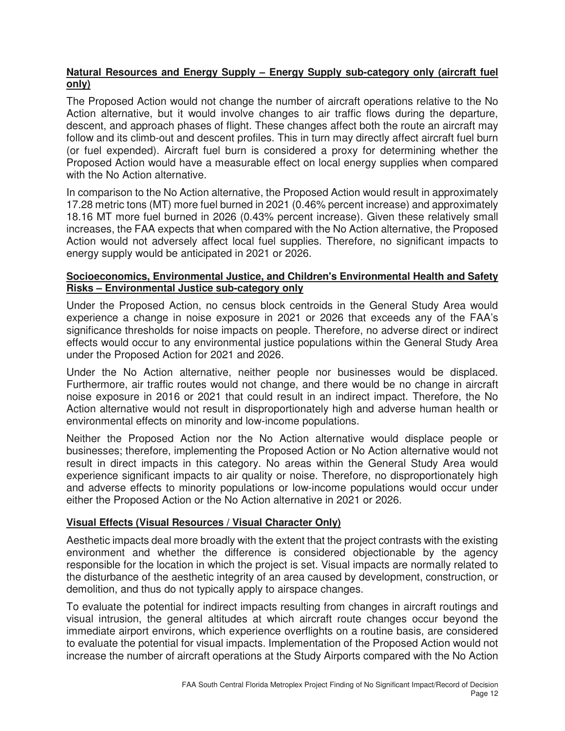**Natural Resources and Energy Supply – Energy Supply sub-category only (aircraft fuel only)**

The Proposed Action would not change the number of aircraft operations relative to the No Action alternative, but it would involve changes to air traffic flows during the departure, descent, and approach phases of flight. These changes affect both the route an aircraft may follow and its climb-out and descent profiles. This in turn may directly affect aircraft fuel burn (or fuel expended). Aircraft fuel burn is considered a proxy for determining whether the Proposed Action would have a measurable effect on local energy supplies when compared with the No Action alternative.

In comparison to the No Action alternative, the Proposed Action would result in approximately 17.28 metric tons (MT) more fuel burned in 2021 (0.46% percent increase) and approximately 18.16 MT more fuel burned in 2026 (0.43% percent increase). Given these relatively small increases, the FAA expects that when compared with the No Action alternative, the Proposed Action would not adversely affect local fuel supplies. Therefore, no significant impacts to energy supply would be anticipated in 2021 or 2026.

**Socioeconomics, Environmental Justice, and Children's Environmental Health and Safety Risks – Environmental Justice sub-category only**

Under the Proposed Action, no census block centroids in the General Study Area would experience a change in noise exposure in 2021 or 2026 that exceeds any of the FAA's significance thresholds for noise impacts on people. Therefore, no adverse direct or indirect effects would occur to any environmental justice populations within the General Study Area under the Proposed Action for 2021 and 2026.

Under the No Action alternative, neither people nor businesses would be displaced. Furthermore, air traffic routes would not change, and there would be no change in aircraft noise exposure in 2016 or 2021 that could result in an indirect impact. Therefore, the No Action alternative would not result in disproportionately high and adverse human health or environmental effects on minority and low-income populations.

Neither the Proposed Action nor the No Action alternative would displace people or businesses; therefore, implementing the Proposed Action or No Action alternative would not result in direct impacts in this category. No areas within the General Study Area would experience significant impacts to air quality or noise. Therefore, no disproportionately high and adverse effects to minority populations or low-income populations would occur under either the Proposed Action or the No Action alternative in 2021 or 2026.

**Visual Effects (Visual Resources / Visual Character Only)**

Aesthetic impacts deal more broadly with the extent that the project contrasts with the existing environment and whether the difference is considered objectionable by the agency responsible for the location in which the project is set. Visual impacts are normally related to the disturbance of the aesthetic integrity of an area caused by development, construction, or demolition, and thus do not typically apply to airspace changes.

To evaluate the potential for indirect impacts resulting from changes in aircraft routings and visual intrusion, the general altitudes at which aircraft route changes occur beyond the immediate airport environs, which experience overflights on a routine basis, are considered to evaluate the potential for visual impacts. Implementation of the Proposed Action would not increase the number of aircraft operations at the Study Airports compared with the No Action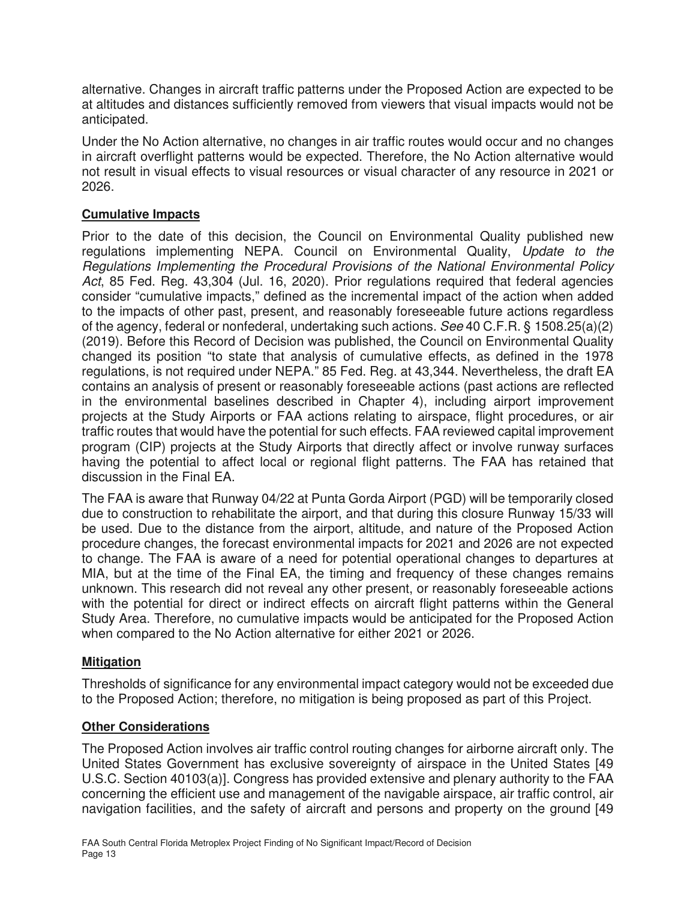alternative. Changes in aircraft traffic patterns under the Proposed Action are expected to be at altitudes and distances sufficiently removed from viewers that visual impacts would not be anticipated.

Under the No Action alternative, no changes in air traffic routes would occur and no changes in aircraft overflight patterns would be expected. Therefore, the No Action alternative would not result in visual effects to visual resources or visual character of any resource in 2021 or 2026.

**Cumulative Impacts**

Prior to the date of this decision, the Council on Environmental Quality published new regulations implementing NEPA. Council on Environmental Quality, *Update to the Regulations Implementing the Procedural Provisions of the National Environmental Policy Act*, 85 Fed. Reg. 43,304 (Jul. 16, 2020). Prior regulations required that federal agencies consider "cumulative impacts," defined as the incremental impact of the action when added to the impacts of other past, present, and reasonably foreseeable future actions regardless of the agency, federal or nonfederal, undertaking such actions. *See* 40 C.F.R. § 1508.25(a)(2) (2019). Before this Record of Decision was published, the Council on Environmental Quality changed its position "to state that analysis of cumulative effects, as defined in the 1978 regulations, is not required under NEPA." 85 Fed. Reg. at 43,344. Nevertheless, the draft EA contains an analysis of present or reasonably foreseeable actions (past actions are reflected in the environmental baselines described in Chapter 4), including airport improvement projects at the Study Airports or FAA actions relating to airspace, flight procedures, or air traffic routes that would have the potential for such effects. FAA reviewed capital improvement program (CIP) projects at the Study Airports that directly affect or involve runway surfaces having the potential to affect local or regional flight patterns. The FAA has retained that discussion in the Final EA.

The FAA is aware that Runway 04/22 at Punta Gorda Airport (PGD) will be temporarily closed due to construction to rehabilitate the airport, and that during this closure Runway 15/33 will be used. Due to the distance from the airport, altitude, and nature of the Proposed Action procedure changes, the forecast environmental impacts for 2021 and 2026 are not expected to change. The FAA is aware of a need for potential operational changes to departures at MIA, but at the time of the Final EA, the timing and frequency of these changes remains unknown. This research did not reveal any other present, or reasonably foreseeable actions with the potential for direct or indirect effects on aircraft flight patterns within the General Study Area. Therefore, no cumulative impacts would be anticipated for the Proposed Action when compared to the No Action alternative for either 2021 or 2026.

**Mitigation**

Thresholds of significance for any environmental impact category would not be exceeded due to the Proposed Action; therefore, no mitigation is being proposed as part of this Project.

**Other Considerations**

The Proposed Action involves air traffic control routing changes for airborne aircraft only. The United States Government has exclusive sovereignty of airspace in the United States [49 U.S.C. Section 40103(a)]. Congress has provided extensive and plenary authority to the FAA concerning the efficient use and management of the navigable airspace, air traffic control, air navigation facilities, and the safety of aircraft and persons and property on the ground [49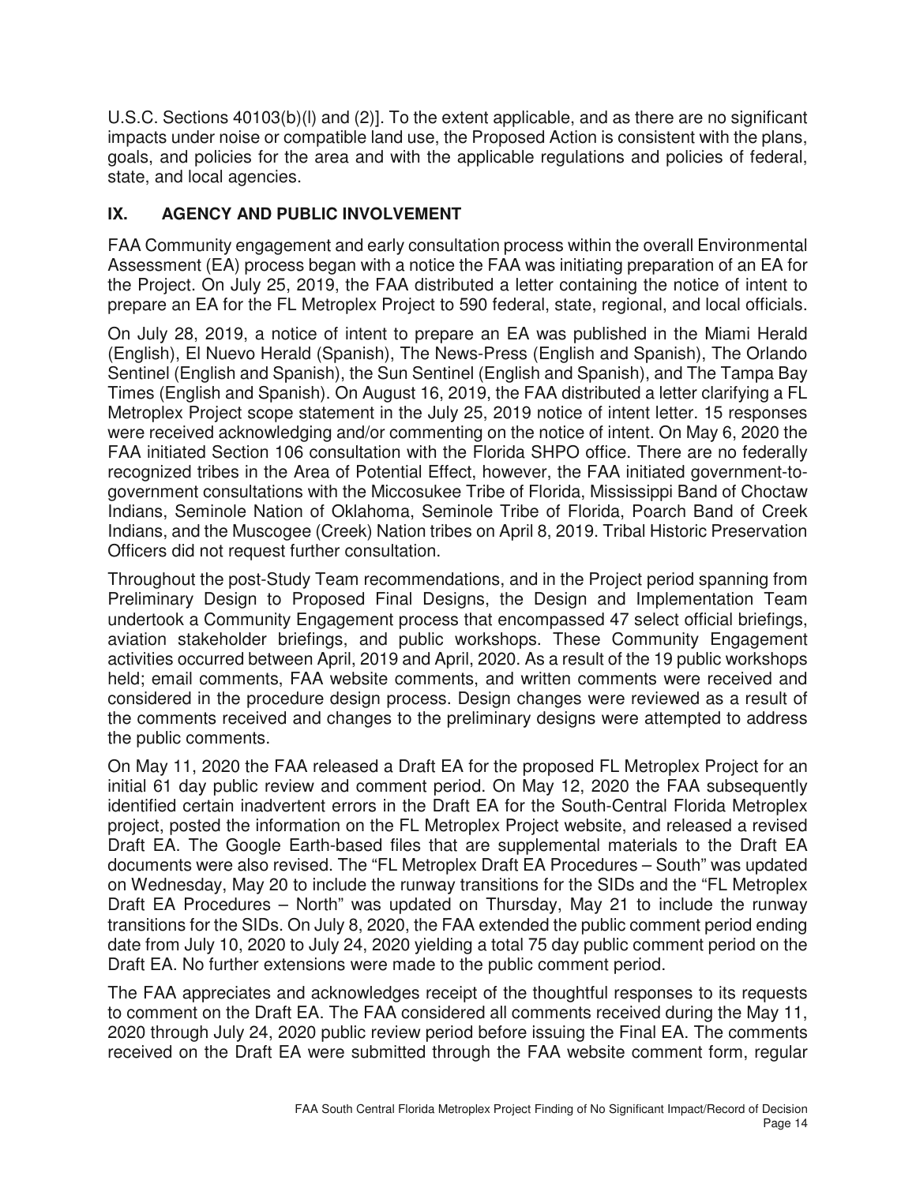U.S.C. Sections 40103(b)(l) and (2)]. To the extent applicable, and as there are no significant impacts under noise or compatible land use, the Proposed Action is consistent with the plans, goals, and policies for the area and with the applicable regulations and policies of federal, state, and local agencies.

## IX. AGENCY AND PUBLIC INVOLVEMENT

FAA Community engagement and early consultation process within the overall Environmental Assessment (EA) process began with a notice the FAA was initiating preparation of an EA for the Project. On July 25, 2019, the FAA distributed a letter containing the notice of intent to prepare an EA for the FL Metroplex Project to 590 federal, state, regional, and local officials.

On July 28, 2019, a notice of intent to prepare an EA was published in the Miami Herald (English), El Nuevo Herald (Spanish), The News-Press (English and Spanish), The Orlando Sentinel (English and Spanish), the Sun Sentinel (English and Spanish), and The Tampa Bay Times (English and Spanish). On August 16, 2019, the FAA distributed a letter clarifying a FL Metroplex Project scope statement in the July 25, 2019 notice of intent letter. 15 responses were received acknowledging and/or commenting on the notice of intent. On May 6, 2020 the FAA initiated Section 106 consultation with the Florida SHPO office. There are no federally recognized tribes in the Area of Potential Effect, however, the FAA initiated government-to-government consultations with the Miccosukee Tribe of Florida, Mississippi Band of Choctaw Indians, Seminole Nation of Oklahoma, Seminole Tribe of Florida, Poarch Band of Creek Indians, and the Muscogee (Creek) Nation tribes on April 8, 2019. Tribal Historic Preservation Officers did not request further consultation.

Throughout the post-Study Team recommendations, and in the Project period spanning from Preliminary Design to Proposed Final Designs, the Design and Implementation Team undertook a Community Engagement process that encompassed 47 select official briefings, aviation stakeholder briefings, and public workshops. These Community Engagement activities occurred between April, 2019 and April, 2020. As a result of the 19 public workshops held; email comments, FAA website comments, and written comments were received and considered in the procedure design process. Design changes were reviewed as a result of the comments received and changes to the preliminary designs were attempted to address the public comments.

On May 11, 2020 the FAA released a Draft EA for the proposed FL Metroplex Project for an initial 61 day public review and comment period. On May 12, 2020 the FAA subsequently identified certain inadvertent errors in the Draft EA for the South-Central Florida Metroplex project, posted the information on the FL Metroplex Project website, and released a revised Draft EA. The Google Earth-based files that are supplemental materials to the Draft EA documents were also revised. The "FL Metroplex Draft EA Procedures – South" was updated on Wednesday, May 20 to include the runway transitions for the SIDs and the "FL Metroplex Draft EA Procedures – North" was updated on Thursday, May 21 to include the runway transitions for the SIDs. On July 8, 2020, the FAA extended the public comment period ending date from July 10, 2020 to July 24, 2020 yielding a total 75 day public comment period on the Draft EA. No further extensions were made to the public comment period.

The FAA appreciates and acknowledges receipt of the thoughtful responses to its requests to comment on the Draft EA. The FAA considered all comments received during the May 11, 2020 through July 24, 2020 public review period before issuing the Final EA. The comments received on the Draft EA were submitted through the FAA website comment form, regular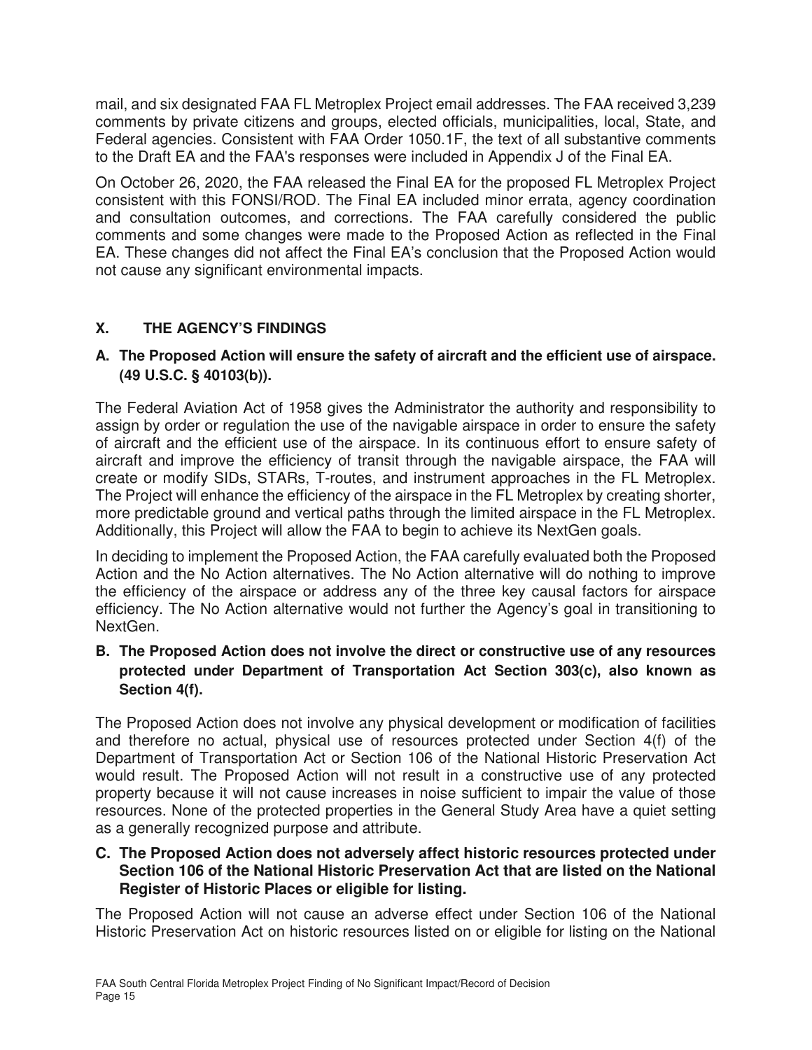mail, and six designated FAA FL Metroplex Project email addresses. The FAA received 3,239 comments by private citizens and groups, elected officials, municipalities, local, State, and Federal agencies. Consistent with FAA Order 1050.1F, the text of all substantive comments to the Draft EA and the FAA's responses were included in Appendix J of the Final EA.

On October 26, 2020, the FAA released the Final EA for the proposed FL Metroplex Project consistent with this FONSI/ROD. The Final EA included minor errata, agency coordination and consultation outcomes, and corrections. The FAA carefully considered the public comments and some changes were made to the Proposed Action as reflected in the Final EA. These changes did not affect the Final EA's conclusion that the Proposed Action would not cause any significant environmental impacts.

## X. THE AGENCY'S FINDINGS

### A. The Proposed Action will ensure the safety of aircraft and the efficient use of airspace. (49 U.S.C. § 40103(b)).

The Federal Aviation Act of 1958 gives the Administrator the authority and responsibility to assign by order or regulation the use of the navigable airspace in order to ensure the safety of aircraft and the efficient use of the airspace. In its continuous effort to ensure safety of aircraft and improve the efficiency of transit through the navigable airspace, the FAA will create or modify SIDs, STARs, T-routes, and instrument approaches in the FL Metroplex. The Project will enhance the efficiency of the airspace in the FL Metroplex by creating shorter, more predictable ground and vertical paths through the limited airspace in the FL Metroplex. Additionally, this Project will allow the FAA to begin to achieve its NextGen goals.

In deciding to implement the Proposed Action, the FAA carefully evaluated both the Proposed Action and the No Action alternatives. The No Action alternative will do nothing to improve the efficiency of the airspace or address any of the three key causal factors for airspace efficiency. The No Action alternative would not further the Agency's goal in transitioning to NextGen.

### B. The Proposed Action does not involve the direct or constructive use of any resources protected under Department of Transportation Act Section 303(c), also known as Section 4(f).

The Proposed Action does not involve any physical development or modification of facilities and therefore no actual, physical use of resources protected under Section 4(f) of the Department of Transportation Act or Section 106 of the National Historic Preservation Act would result. The Proposed Action will not result in a constructive use of any protected property because it will not cause increases in noise sufficient to impair the value of those resources. None of the protected properties in the General Study Area have a quiet setting as a generally recognized purpose and attribute.

### C. The Proposed Action does not adversely affect historic resources protected under Section 106 of the National Historic Preservation Act that are listed on the National Register of Historic Places or eligible for listing.

The Proposed Action will not cause an adverse effect under Section 106 of the National Historic Preservation Act on historic resources listed on or eligible for listing on the National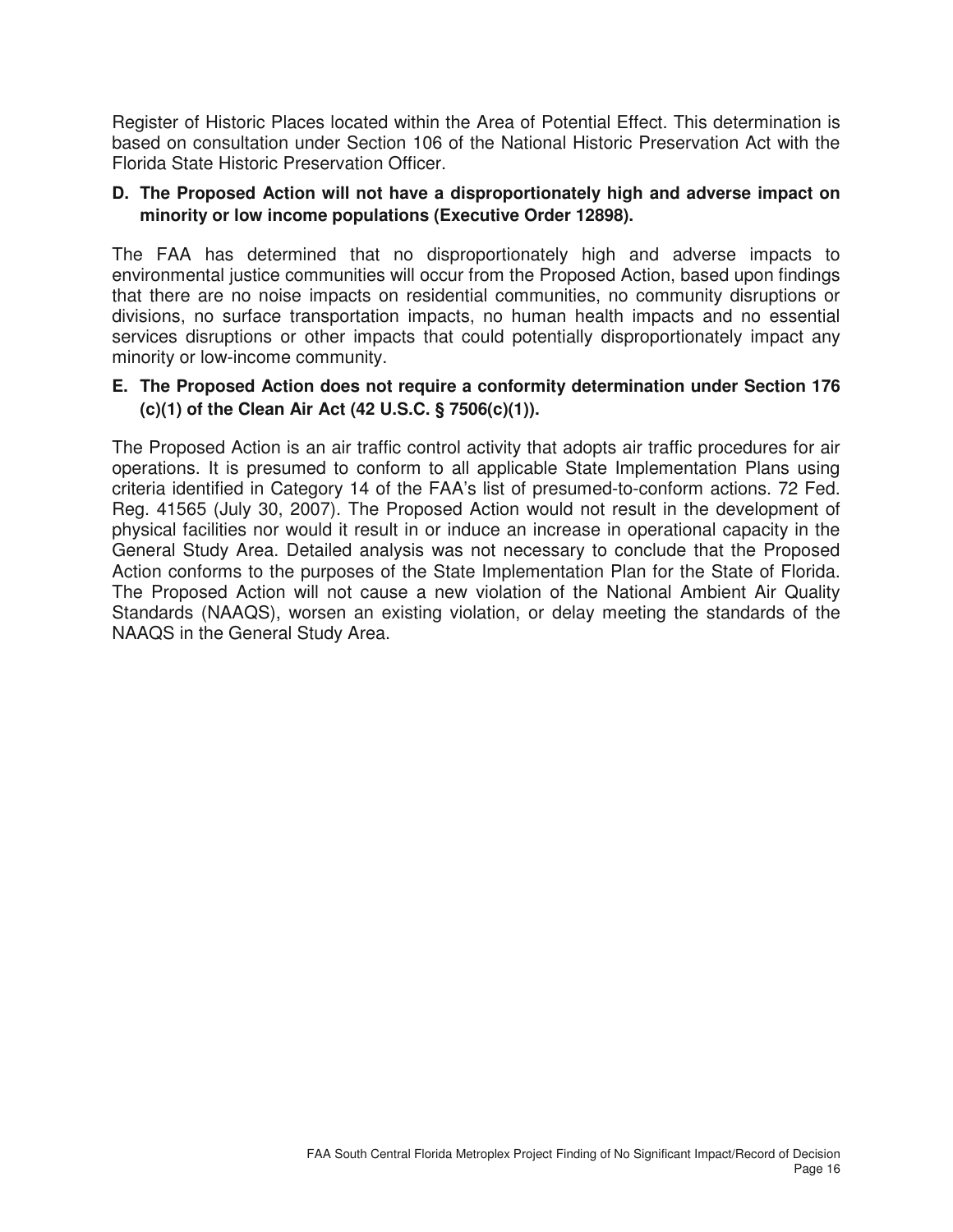Register of Historic Places located within the Area of Potential Effect. This determination is based on consultation under Section 106 of the National Historic Preservation Act with the Florida State Historic Preservation Officer.

**D. The Proposed Action will not have a disproportionately high and adverse impact on minority or low income populations (Executive Order 12898).**

The FAA has determined that no disproportionately high and adverse impacts to environmental justice communities will occur from the Proposed Action, based upon findings that there are no noise impacts on residential communities, no community disruptions or divisions, no surface transportation impacts, no human health impacts and no essential services disruptions or other impacts that could potentially disproportionately impact any minority or low-income community.

**E. The Proposed Action does not require a conformity determination under Section 176 (c)(1) of the Clean Air Act (42 U.S.C. § 7506(c)(1)).**

The Proposed Action is an air traffic control activity that adopts air traffic procedures for air operations. It is presumed to conform to all applicable State Implementation Plans using criteria identified in Category 14 of the FAA's list of presumed-to-conform actions. 72 Fed. Reg. 41565 (July 30, 2007). The Proposed Action would not result in the development of physical facilities nor would it result in or induce an increase in operational capacity in the General Study Area. Detailed analysis was not necessary to conclude that the Proposed Action conforms to the purposes of the State Implementation Plan for the State of Florida. The Proposed Action will not cause a new violation of the National Ambient Air Quality Standards (NAAQS), worsen an existing violation, or delay meeting the standards of the NAAQS in the General Study Area.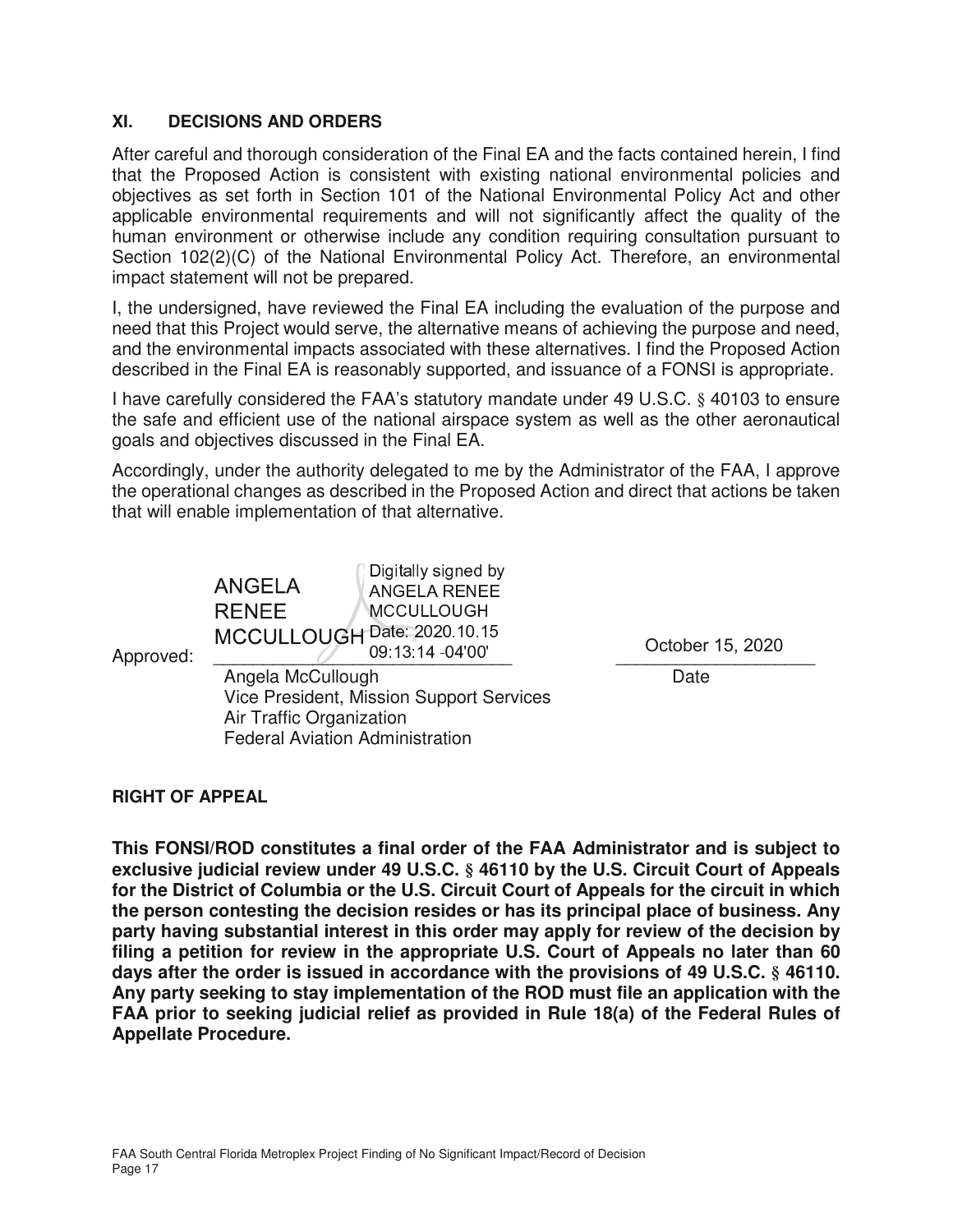## XI. DECISIONS AND ORDERS

After careful and thorough consideration of the Final EA and the facts contained herein, I find that the Proposed Action is consistent with existing national environmental policies and objectives as set forth in Section 101 of the National Environmental Policy Act and other applicable environmental requirements and will not significantly affect the quality of the human environment or otherwise include any condition requiring consultation pursuant to Section 102(2)(C) of the National Environmental Policy Act. Therefore, an environmental impact statement will not be prepared.

I, the undersigned, have reviewed the Final EA including the evaluation of the purpose and need that this Project would serve, the alternative means of achieving the purpose and need, and the environmental impacts associated with these alternatives. I find the Proposed Action described in the Final EA is reasonably supported, and issuance of a FONSI is appropriate.

I have carefully considered the FAA's statutory mandate under 49 U.S.C. § 40103 to ensure the safe and efficient use of the national airspace system as well as the other aeronautical goals and objectives discussed in the Final EA.

Accordingly, under the authority delegated to me by the Administrator of the FAA, I approve the operational changes as described in the Proposed Action and direct that actions be taken that will enable implementation of that alternative.

Approved: ANGELA RENEE MCCULLOUGH Digitally signed by ANGELA RENEE MCCULLOUGH Date: 2020.10.15 09:13:14 -04'00'

Angela McCullough
Vice President, Mission Support Services
Air Traffic Organization
Federal Aviation Administration

October 15, 2020
Date

**RIGHT OF APPEAL**

**This FONSI/ROD constitutes a final order of the FAA Administrator and is subject to exclusive judicial review under 49 U.S.C. § 46110 by the U.S. Circuit Court of Appeals for the District of Columbia or the U.S. Circuit Court of Appeals for the circuit in which the person contesting the decision resides or has its principal place of business. Any party having substantial interest in this order may apply for review of the decision by filing a petition for review in the appropriate U.S. Court of Appeals no later than 60 days after the order is issued in accordance with the provisions of 49 U.S.C. § 46110. Any party seeking to stay implementation of the ROD must file an application with the FAA prior to seeking judicial relief as provided in Rule 18(a) of the Federal Rules of Appellate Procedure.**